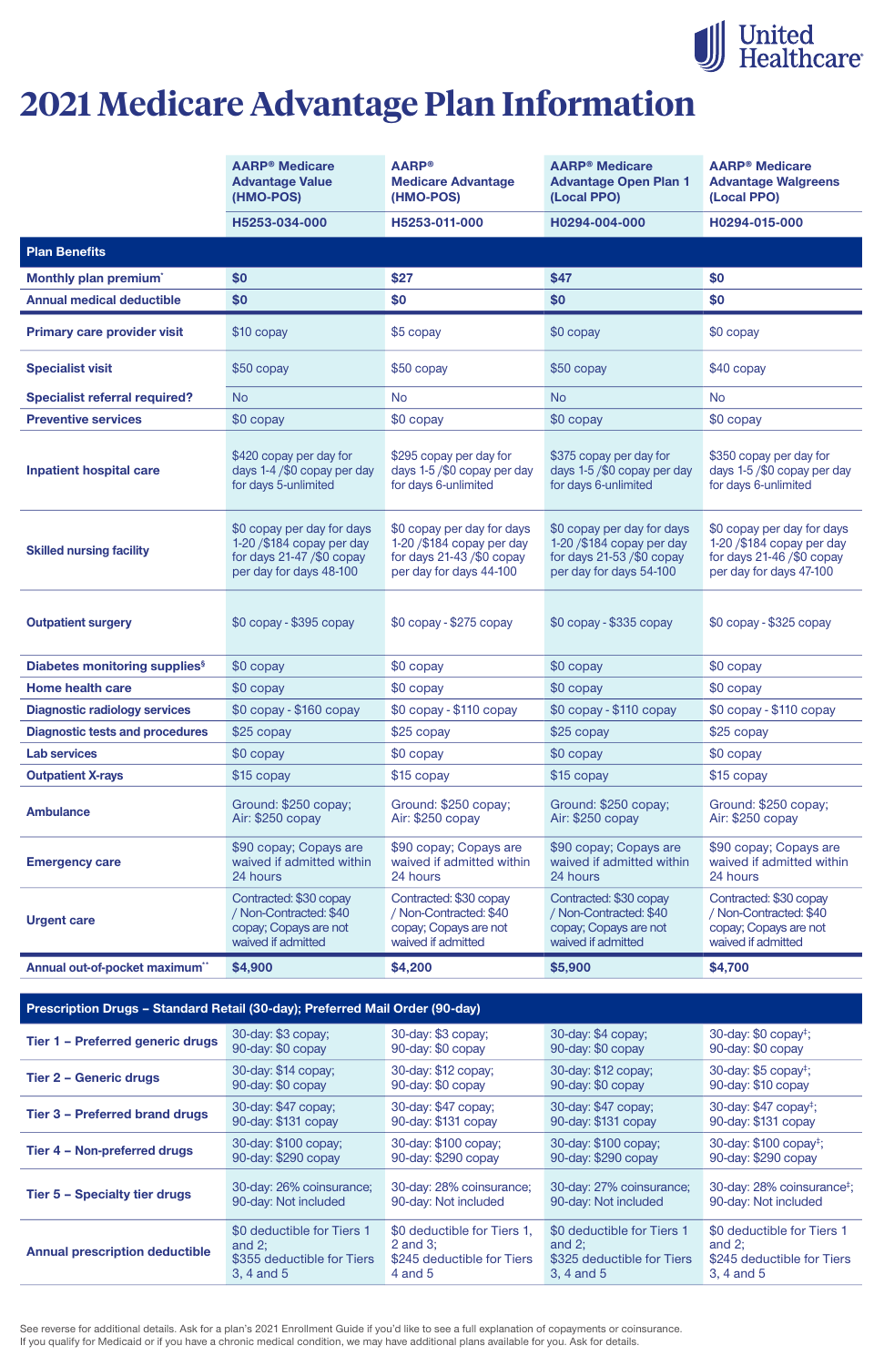United Healthcare

# 2021 Medicare Advantage Plan Information

| | AARP® Medicare Advantage Value (HMO-POS) | AARP® Medicare Advantage (HMO-POS) | AARP® Medicare Advantage Open Plan 1 (Local PPO) | AARP® Medicare Advantage Walgreens (Local PPO) |
|---|---|---|---|---|
| | H5253-034-000 | H5253-011-000 | H0294-004-000 | H0294-015-000 |
| **Plan Benefits** | | | | |
| **Monthly plan premium*** | **$0** | **$27** | **$47** | **$0** |
| **Annual medical deductible** | **$0** | **$0** | **$0** | **$0** |
| **Primary care provider visit** | $10 copay | $5 copay | $0 copay | $0 copay |
| **Specialist visit** | $50 copay | $50 copay | $50 copay | $40 copay |
| **Specialist referral required?** | No | No | No | No |
| **Preventive services** | $0 copay | $0 copay | $0 copay | $0 copay |
| **Inpatient hospital care** | $420 copay per day for days 1-4 /$0 copay per day for days 5-unlimited | $295 copay per day for days 1-5 /$0 copay per day for days 6-unlimited | $375 copay per day for days 1-5 /$0 copay per day for days 6-unlimited | $350 copay per day for days 1-5 /$0 copay per day for days 6-unlimited |
| **Skilled nursing facility** | $0 copay per day for days 1-20 /$184 copay per day for days 21-47 /$0 copay per day for days 48-100 | $0 copay per day for days 1-20 /$184 copay per day for days 21-43 /$0 copay per day for days 44-100 | $0 copay per day for days 1-20 /$184 copay per day for days 21-53 /$0 copay per day for days 54-100 | $0 copay per day for days 1-20 /$184 copay per day for days 21-46 /$0 copay per day for days 47-100 |
| **Outpatient surgery** | $0 copay - $395 copay | $0 copay - $275 copay | $0 copay - $335 copay | $0 copay - $325 copay |
| **Diabetes monitoring supplies§** | $0 copay | $0 copay | $0 copay | $0 copay |
| **Home health care** | $0 copay | $0 copay | $0 copay | $0 copay |
| **Diagnostic radiology services** | $0 copay - $160 copay | $0 copay - $110 copay | $0 copay - $110 copay | $0 copay - $110 copay |
| **Diagnostic tests and procedures** | $25 copay | $25 copay | $25 copay | $25 copay |
| **Lab services** | $0 copay | $0 copay | $0 copay | $0 copay |
| **Outpatient X-rays** | $15 copay | $15 copay | $15 copay | $15 copay |
| **Ambulance** | Ground: $250 copay; Air: $250 copay | Ground: $250 copay; Air: $250 copay | Ground: $250 copay; Air: $250 copay | Ground: $250 copay; Air: $250 copay |
| **Emergency care** | $90 copay; Copays are waived if admitted within 24 hours | $90 copay; Copays are waived if admitted within 24 hours | $90 copay; Copays are waived if admitted within 24 hours | $90 copay; Copays are waived if admitted within 24 hours |
| **Urgent care** | Contracted: $30 copay / Non-Contracted: $40 copay; Copays are not waived if admitted | Contracted: $30 copay / Non-Contracted: $40 copay; Copays are not waived if admitted | Contracted: $30 copay / Non-Contracted: $40 copay; Copays are not waived if admitted | Contracted: $30 copay / Non-Contracted: $40 copay; Copays are not waived if admitted |
| **Annual out-of-pocket maximum**** | **$4,900** | **$4,200** | **$5,900** | **$4,700** |
| **Prescription Drugs – Standard Retail (30-day); Preferred Mail Order (90-day)** | | | | |
| **Tier 1 – Preferred generic drugs** | 30-day: $3 copay; 90-day: $0 copay | 30-day: $3 copay; 90-day: $0 copay | 30-day: $4 copay; 90-day: $0 copay | 30-day: $0 copay‡; 90-day: $0 copay |
| **Tier 2 – Generic drugs** | 30-day: $14 copay; 90-day: $0 copay | 30-day: $12 copay; 90-day: $0 copay | 30-day: $12 copay; 90-day: $0 copay | 30-day: $5 copay‡; 90-day: $10 copay |
| **Tier 3 – Preferred brand drugs** | 30-day: $47 copay; 90-day: $131 copay | 30-day: $47 copay; 90-day: $131 copay | 30-day: $47 copay; 90-day: $131 copay | 30-day: $47 copay‡; 90-day: $131 copay |
| **Tier 4 – Non-preferred drugs** | 30-day: $100 copay; 90-day: $290 copay | 30-day: $100 copay; 90-day: $290 copay | 30-day: $100 copay; 90-day: $290 copay | 30-day: $100 copay‡; 90-day: $290 copay |
| **Tier 5 – Specialty tier drugs** | 30-day: 26% coinsurance; 90-day: Not included | 30-day: 28% coinsurance; 90-day: Not included | 30-day: 27% coinsurance; 90-day: Not included | 30-day: 28% coinsurance‡; 90-day: Not included |
| **Annual prescription deductible** | $0 deductible for Tiers 1 and 2; $355 deductible for Tiers 3, 4 and 5 | $0 deductible for Tiers 1, 2 and 3; $245 deductible for Tiers 4 and 5 | $0 deductible for Tiers 1 and 2; $325 deductible for Tiers 3, 4 and 5 | $0 deductible for Tiers 1 and 2; $245 deductible for Tiers 3, 4 and 5 |

See reverse for additional details. Ask for a plan's 2021 Enrollment Guide if you'd like to see a full explanation of copayments or coinsurance.
If you qualify for Medicaid or if you have a chronic medical condition, we may have additional plans available for you. Ask for details.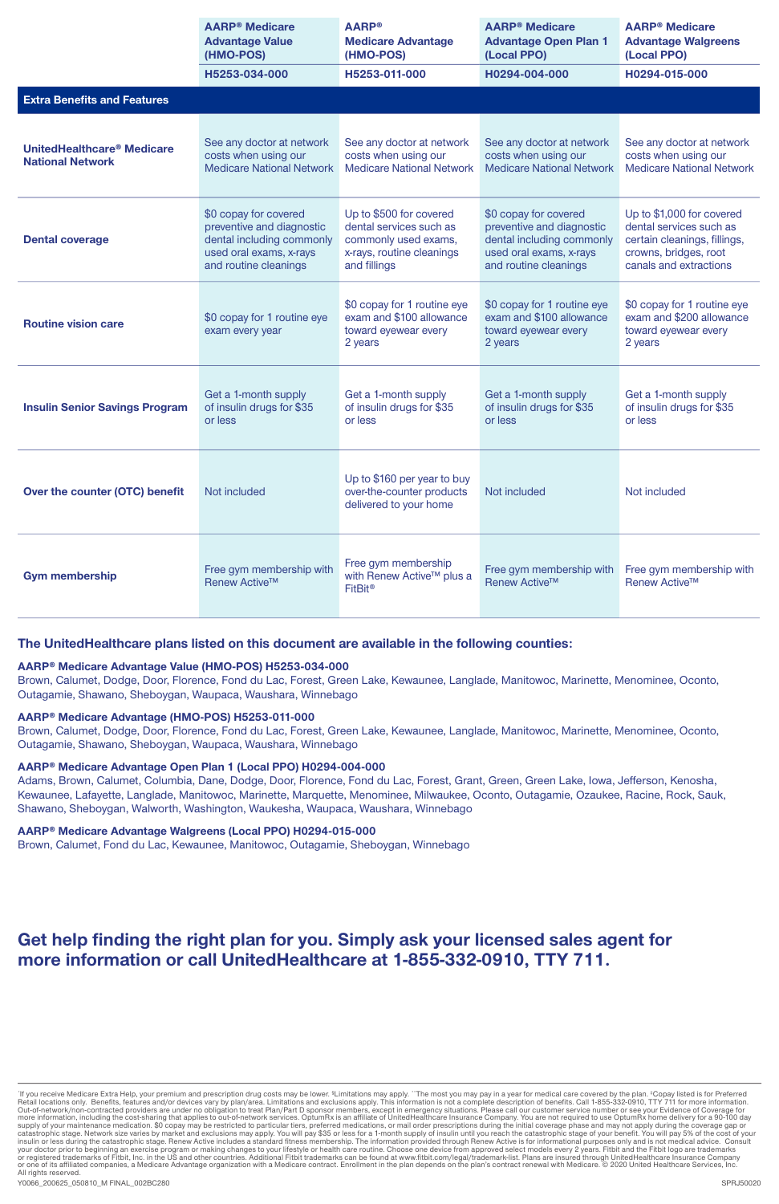| | AARP® Medicare Advantage Value (HMO-POS) | AARP® Medicare Advantage (HMO-POS) | AARP® Medicare Advantage Open Plan 1 (Local PPO) | AARP® Medicare Advantage Walgreens (Local PPO) |
|---|---|---|---|---|
| | H5253-034-000 | H5253-011-000 | H0294-004-000 | H0294-015-000 |
| **Extra Benefits and Features** | | | | |
| **UnitedHealthcare® Medicare National Network** | See any doctor at network costs when using our Medicare National Network | See any doctor at network costs when using our Medicare National Network | See any doctor at network costs when using our Medicare National Network | See any doctor at network costs when using our Medicare National Network |
| **Dental coverage** | $0 copay for covered preventive and diagnostic dental including commonly used oral exams, x-rays and routine cleanings | Up to $500 for covered dental services such as commonly used exams, x-rays, routine cleanings and fillings | $0 copay for covered preventive and diagnostic dental including commonly used oral exams, x-rays and routine cleanings | Up to $1,000 for covered dental services such as certain cleanings, fillings, crowns, bridges, root canals and extractions |
| **Routine vision care** | $0 copay for 1 routine eye exam every year | $0 copay for 1 routine eye exam and $100 allowance toward eyewear every 2 years | $0 copay for 1 routine eye exam and $100 allowance toward eyewear every 2 years | $0 copay for 1 routine eye exam and $200 allowance toward eyewear every 2 years |
| **Insulin Senior Savings Program** | Get a 1-month supply of insulin drugs for $35 or less | Get a 1-month supply of insulin drugs for $35 or less | Get a 1-month supply of insulin drugs for $35 or less | Get a 1-month supply of insulin drugs for $35 or less |
| **Over the counter (OTC) benefit** | Not included | Up to $160 per year to buy over-the-counter products delivered to your home | Not included | Not included |
| **Gym membership** | Free gym membership with Renew Active™ | Free gym membership with Renew Active™ plus a FitBit® | Free gym membership with Renew Active™ | Free gym membership with Renew Active™ |

## The UnitedHealthcare plans listed on this document are available in the following counties:

**AARP® Medicare Advantage Value (HMO-POS) H5253-034-000**
Brown, Calumet, Dodge, Door, Florence, Fond du Lac, Forest, Green Lake, Kewaunee, Langlade, Manitowoc, Marinette, Menominee, Oconto, Outagamie, Shawano, Sheboygan, Waupaca, Waushara, Winnebago

**AARP® Medicare Advantage (HMO-POS) H5253-011-000**
Brown, Calumet, Dodge, Door, Florence, Fond du Lac, Forest, Green Lake, Kewaunee, Langlade, Manitowoc, Marinette, Menominee, Oconto, Outagamie, Shawano, Sheboygan, Waupaca, Waushara, Winnebago

**AARP® Medicare Advantage Open Plan 1 (Local PPO) H0294-004-000**
Adams, Brown, Calumet, Columbia, Dane, Dodge, Door, Florence, Fond du Lac, Forest, Grant, Green, Green Lake, Iowa, Jefferson, Kenosha, Kewaunee, Lafayette, Langlade, Manitowoc, Marinette, Marquette, Menominee, Milwaukee, Oconto, Outagamie, Ozaukee, Racine, Rock, Sauk, Shawano, Sheboygan, Walworth, Washington, Waukesha, Waupaca, Waushara, Winnebago

**AARP® Medicare Advantage Walgreens (Local PPO) H0294-015-000**
Brown, Calumet, Fond du Lac, Kewaunee, Manitowoc, Outagamie, Sheboygan, Winnebago

## Get help finding the right plan for you. Simply ask your licensed sales agent for more information or call UnitedHealthcare at 1-855-332-0910, TTY 711.

*If you receive Medicare Extra Help, your premium and prescription drug costs may be lower. §Limitations may apply. **The most you may pay in a year for medical care covered by the plan. †Copay listed is for Preferred Retail locations only. Benefits, features and/or devices vary by plan/area. Limitations and exclusions apply. This information is not a complete description of benefits. Call 1-855-332-0910, TTY 711 for more information. Out-of-network/non-contracted providers are under no obligation to treat Plan/Part D sponsor members, except in emergency situations. Please call our customer service number or see your Evidence of Coverage for more information, including the cost-sharing that applies to out-of-network services. OptumRx is an affiliate of UnitedHealthcare Insurance Company. You are not required to use OptumRx home delivery for a 90-100 day supply of your maintenance medication. $0 copay may be restricted to particular tiers, preferred medications, or mail order prescriptions during the initial coverage phase and may not apply during the coverage gap or catastrophic stage. Network size varies by market and exclusions may apply. You will pay $35 or less for a 1-month supply of insulin until you reach the catastrophic stage of your benefit. You will pay 5% of the cost of your insulin or less during the catastrophic stage. Renew Active includes a standard fitness membership. The information provided through Renew Active is for informational purposes only and is not medical advice. Consult your doctor prior to beginning an exercise program or making changes to your lifestyle or health care routine. Choose one device from approved select models every 2 years. Fitbit and the Fitbit logo are trademarks or registered trademarks of Fitbit, Inc. in the US and other countries. Additional Fitbit trademarks can be found at www.fitbit.com/legal/trademark-list. Plans are insured through UnitedHealthcare Insurance Company or one of its affiliated companies, a Medicare Advantage organization with a Medicare contract. Enrollment in the plan depends on the plan's contract renewal with Medicare. © 2020 United Healthcare Services, Inc. All rights reserved.

Y0066_200625_050810_M FINAL_002BC280

SPRJ50020